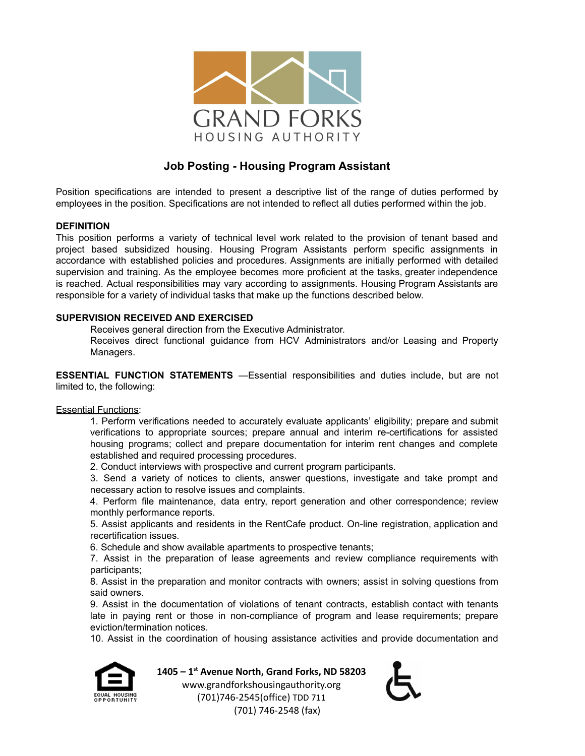GRAND FORKS
HOUSING AUTHORITY

# Job Posting - Housing Program Assistant

Position specifications are intended to present a descriptive list of the range of duties performed by employees in the position. Specifications are not intended to reflect all duties performed within the job.

**DEFINITION**

This position performs a variety of technical level work related to the provision of tenant based and project based subsidized housing. Housing Program Assistants perform specific assignments in accordance with established policies and procedures. Assignments are initially performed with detailed supervision and training. As the employee becomes more proficient at the tasks, greater independence is reached. Actual responsibilities may vary according to assignments. Housing Program Assistants are responsible for a variety of individual tasks that make up the functions described below.

**SUPERVISION RECEIVED AND EXERCISED**

Receives general direction from the Executive Administrator.
Receives direct functional guidance from HCV Administrators and/or Leasing and Property Managers.

**ESSENTIAL FUNCTION STATEMENTS** —Essential responsibilities and duties include, but are not limited to, the following:

Essential Functions:

1. Perform verifications needed to accurately evaluate applicants' eligibility; prepare and submit verifications to appropriate sources; prepare annual and interim re-certifications for assisted housing programs; collect and prepare documentation for interim rent changes and complete established and required processing procedures.
2. Conduct interviews with prospective and current program participants.
3. Send a variety of notices to clients, answer questions, investigate and take prompt and necessary action to resolve issues and complaints.
4. Perform file maintenance, data entry, report generation and other correspondence; review monthly performance reports.
5. Assist applicants and residents in the RentCafe product. On-line registration, application and recertification issues.
6. Schedule and show available apartments to prospective tenants;
7. Assist in the preparation of lease agreements and review compliance requirements with participants;
8. Assist in the preparation and monitor contracts with owners; assist in solving questions from said owners.
9. Assist in the documentation of violations of tenant contracts, establish contact with tenants late in paying rent or those in non-compliance of program and lease requirements; prepare eviction/termination notices.
10. Assist in the coordination of housing assistance activities and provide documentation and

**1405 – 1st Avenue North, Grand Forks, ND 58203**
www.grandforkshousingauthority.org
(701)746-2545(office) TDD 711
(701) 746-2548 (fax)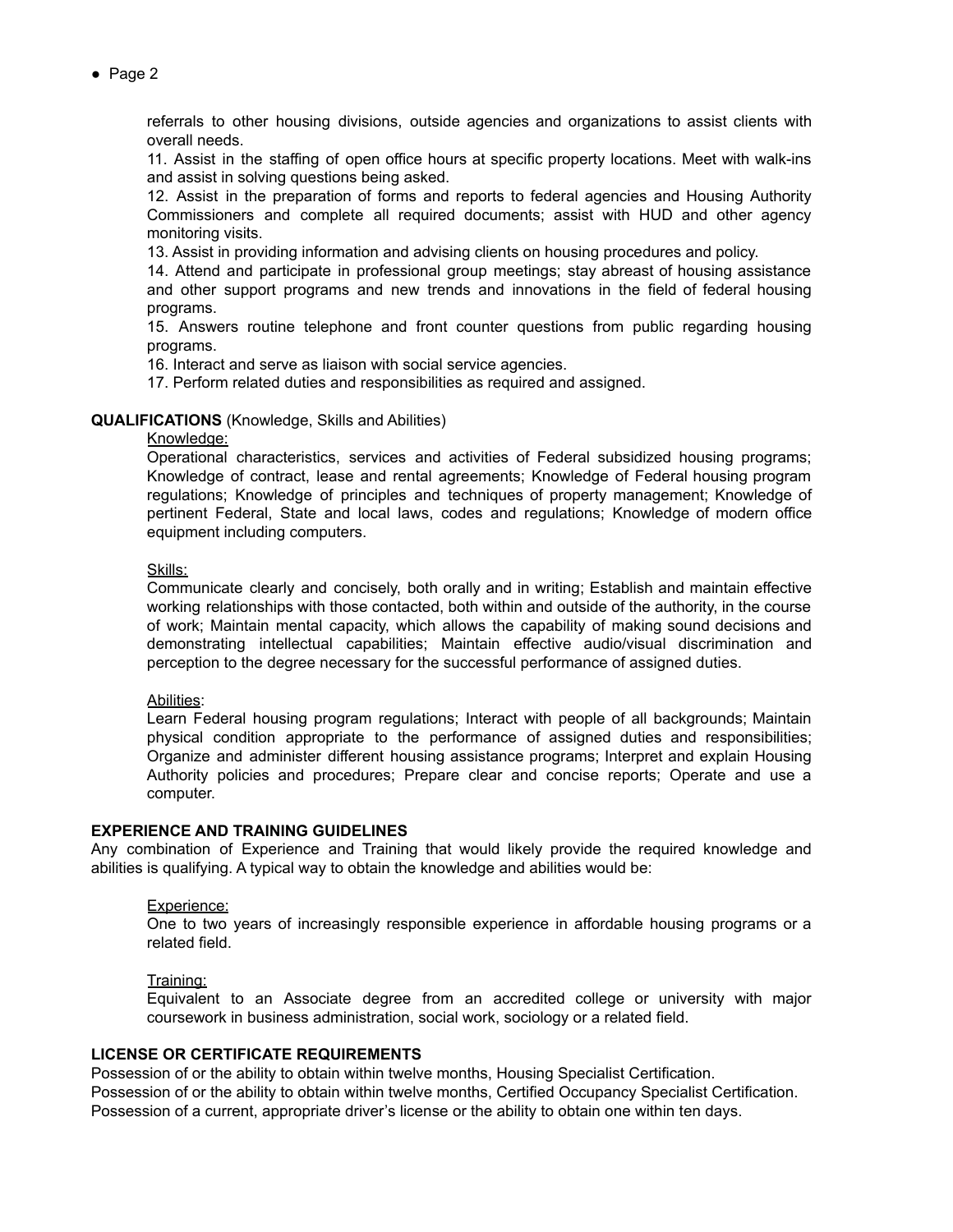referrals to other housing divisions, outside agencies and organizations to assist clients with overall needs.

11. Assist in the staffing of open office hours at specific property locations. Meet with walk-ins and assist in solving questions being asked.

12. Assist in the preparation of forms and reports to federal agencies and Housing Authority Commissioners and complete all required documents; assist with HUD and other agency monitoring visits.

13. Assist in providing information and advising clients on housing procedures and policy.

14. Attend and participate in professional group meetings; stay abreast of housing assistance and other support programs and new trends and innovations in the field of federal housing programs.

15. Answers routine telephone and front counter questions from public regarding housing programs.

16. Interact and serve as liaison with social service agencies.

17. Perform related duties and responsibilities as required and assigned.

**QUALIFICATIONS** (Knowledge, Skills and Abilities)

Knowledge:

Operational characteristics, services and activities of Federal subsidized housing programs; Knowledge of contract, lease and rental agreements; Knowledge of Federal housing program regulations; Knowledge of principles and techniques of property management; Knowledge of pertinent Federal, State and local laws, codes and regulations; Knowledge of modern office equipment including computers.

Skills:

Communicate clearly and concisely, both orally and in writing; Establish and maintain effective working relationships with those contacted, both within and outside of the authority, in the course of work; Maintain mental capacity, which allows the capability of making sound decisions and demonstrating intellectual capabilities; Maintain effective audio/visual discrimination and perception to the degree necessary for the successful performance of assigned duties.

Abilities:

Learn Federal housing program regulations; Interact with people of all backgrounds; Maintain physical condition appropriate to the performance of assigned duties and responsibilities; Organize and administer different housing assistance programs; Interpret and explain Housing Authority policies and procedures; Prepare clear and concise reports; Operate and use a computer.

**EXPERIENCE AND TRAINING GUIDELINES**

Any combination of Experience and Training that would likely provide the required knowledge and abilities is qualifying. A typical way to obtain the knowledge and abilities would be:

Experience:

One to two years of increasingly responsible experience in affordable housing programs or a related field.

Training:

Equivalent to an Associate degree from an accredited college or university with major coursework in business administration, social work, sociology or a related field.

**LICENSE OR CERTIFICATE REQUIREMENTS**

Possession of or the ability to obtain within twelve months, Housing Specialist Certification.
Possession of or the ability to obtain within twelve months, Certified Occupancy Specialist Certification.
Possession of a current, appropriate driver's license or the ability to obtain one within ten days.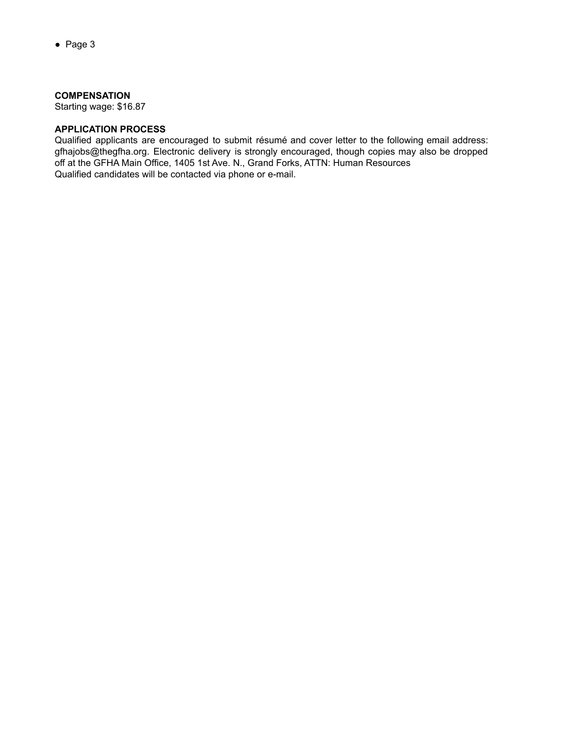**COMPENSATION**
Starting wage: $16.87

**APPLICATION PROCESS**
Qualified applicants are encouraged to submit résumé and cover letter to the following email address: gfhajobs@thegfha.org. Electronic delivery is strongly encouraged, though copies may also be dropped off at the GFHA Main Office, 1405 1st Ave. N., Grand Forks, ATTN: Human Resources
Qualified candidates will be contacted via phone or e-mail.